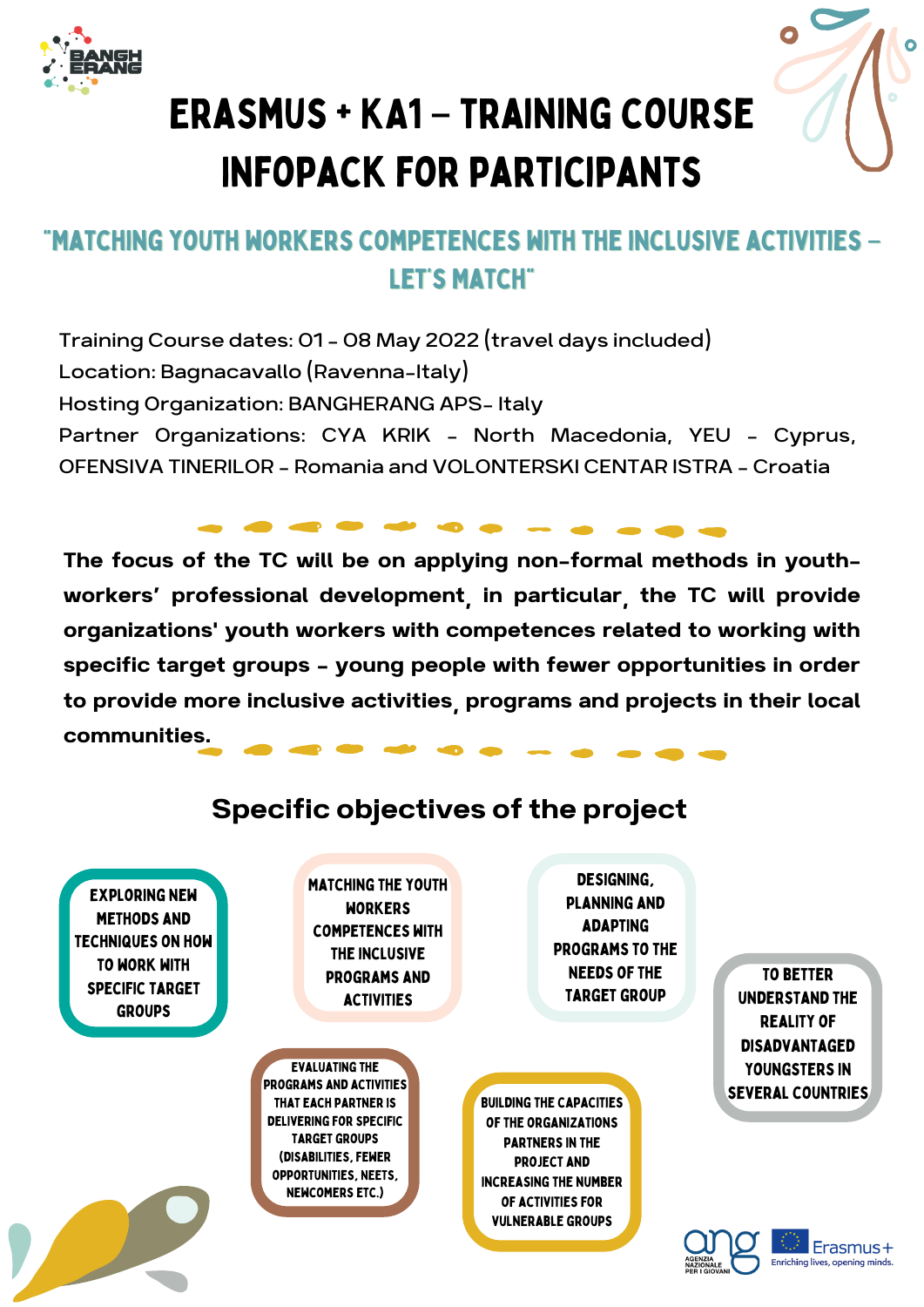# ERASMUS + KA1 – TRAINING COURSE INFOPACK FOR PARTICIPANTS

## "MATCHING YOUTH WORKERS COMPETENCES WITH THE INCLUSIVE ACTIVITIES – LET'S MATCH"

Training Course dates: 01 - 08 May 2022 (travel days included)
Location: Bagnacavallo (Ravenna-Italy)
Hosting Organization: BANGHERANG APS- Italy
Partner Organizations: CYA KRIK - North Macedonia, YEU - Cyprus, OFENSIVA TINERILOR - Romania and VOLONTERSKI CENTAR ISTRA - Croatia

**The focus of the TC will be on applying non-formal methods in youth-workers' professional development, in particular, the TC will provide organizations' youth workers with competences related to working with specific target groups - young people with fewer opportunities in order to provide more inclusive activities, programs and projects in their local communities.**

## Specific objectives of the project

- EXPLORING NEW METHODS AND TECHNIQUES ON HOW TO WORK WITH SPECIFIC TARGET GROUPS
- MATCHING THE YOUTH WORKERS COMPETENCES WITH THE INCLUSIVE PROGRAMS AND ACTIVITIES
- DESIGNING, PLANNING AND ADAPTING PROGRAMS TO THE NEEDS OF THE TARGET GROUP
- TO BETTER UNDERSTAND THE REALITY OF DISADVANTAGED YOUNGSTERS IN SEVERAL COUNTRIES
- EVALUATING THE PROGRAMS AND ACTIVITIES THAT EACH PARTNER IS DELIVERING FOR SPECIFIC TARGET GROUPS (DISABILITIES, FEWER OPPORTUNITIES, NEETS, NEWCOMERS ETC.)
- BUILDING THE CAPACITIES OF THE ORGANIZATIONS PARTNERS IN THE PROJECT AND INCREASING THE NUMBER OF ACTIVITIES FOR VULNERABLE GROUPS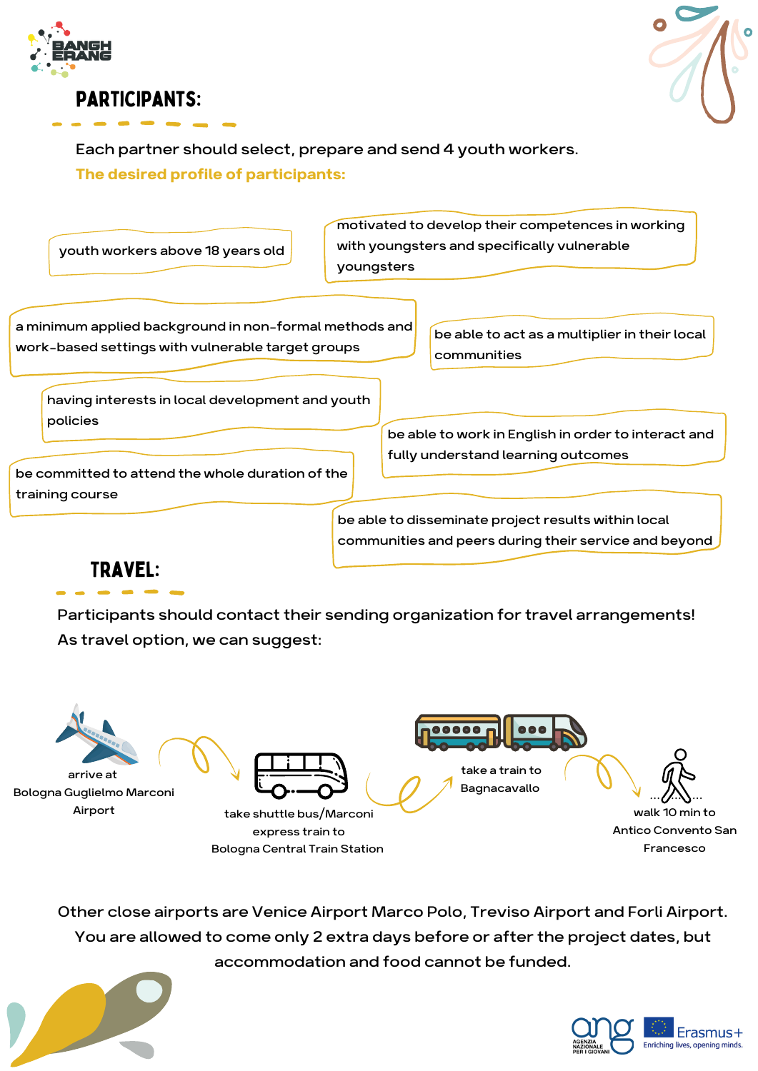## PARTICIPANTS:

Each partner should select, prepare and send 4 youth workers.

**The desired profile of participants:**

- youth workers above 18 years old
- motivated to develop their competences in working with youngsters and specifically vulnerable youngsters
- a minimum applied background in non-formal methods and work-based settings with vulnerable target groups
- be able to act as a multiplier in their local communities
- having interests in local development and youth policies
- be able to work in English in order to interact and fully understand learning outcomes
- be committed to attend the whole duration of the training course
- be able to disseminate project results within local communities and peers during their service and beyond

## TRAVEL:

Participants should contact their sending organization for travel arrangements!
As travel option, we can suggest:

1. arrive at Bologna Guglielmo Marconi Airport
2. take shuttle bus/Marconi express train to Bologna Central Train Station
3. take a train to Bagnacavallo
4. walk 10 min to Antico Convento San Francesco

Other close airports are Venice Airport Marco Polo, Treviso Airport and Forli Airport.
You are allowed to come only 2 extra days before or after the project dates, but accommodation and food cannot be funded.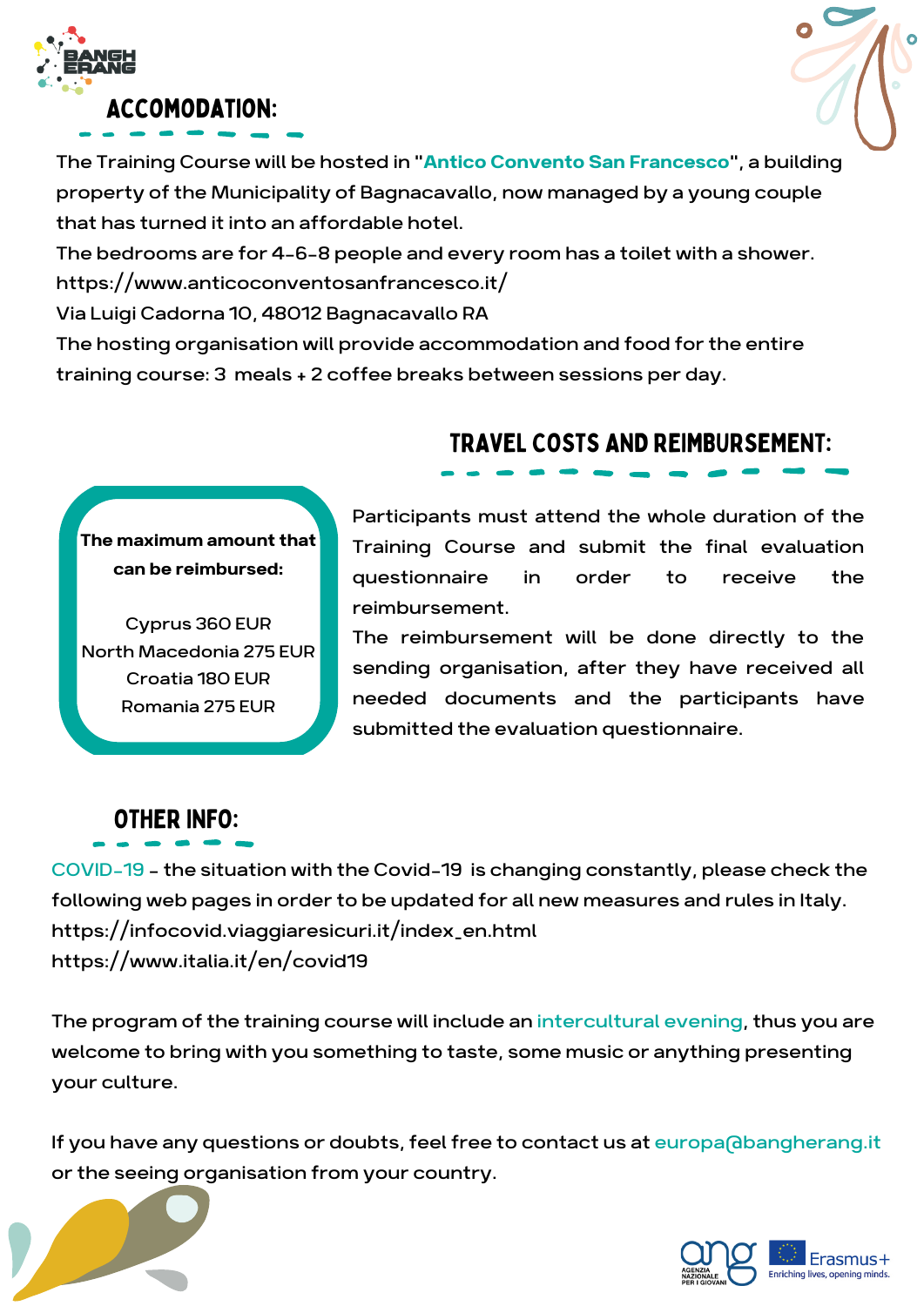## ACCOMODATION:

The Training Course will be hosted in "**Antico Convento San Francesco**", a building property of the Municipality of Bagnacavallo, now managed by a young couple that has turned it into an affordable hotel.
The bedrooms are for 4-6-8 people and every room has a toilet with a shower.
https://www.anticoconventosanfrancesco.it/
Via Luigi Cadorna 10, 48012 Bagnacavallo RA
The hosting organisation will provide accommodation and food for the entire training course: 3 meals + 2 coffee breaks between sessions per day.

## TRAVEL COSTS AND REIMBURSEMENT:

**The maximum amount that can be reimbursed:**

Cyprus 360 EUR
North Macedonia 275 EUR
Croatia 180 EUR
Romania 275 EUR

Participants must attend the whole duration of the Training Course and submit the final evaluation questionnaire in order to receive the reimbursement.
The reimbursement will be done directly to the sending organisation, after they have received all needed documents and the participants have submitted the evaluation questionnaire.

## OTHER INFO:

COVID-19 - the situation with the Covid-19 is changing constantly, please check the following web pages in order to be updated for all new measures and rules in Italy.
https://infocovid.viaggiaresicuri.it/index_en.html
https://www.italia.it/en/covid19

The program of the training course will include an intercultural evening, thus you are welcome to bring with you something to taste, some music or anything presenting your culture.

If you have any questions or doubts, feel free to contact us at europa@bangherang.it or the seeing organisation from your country.